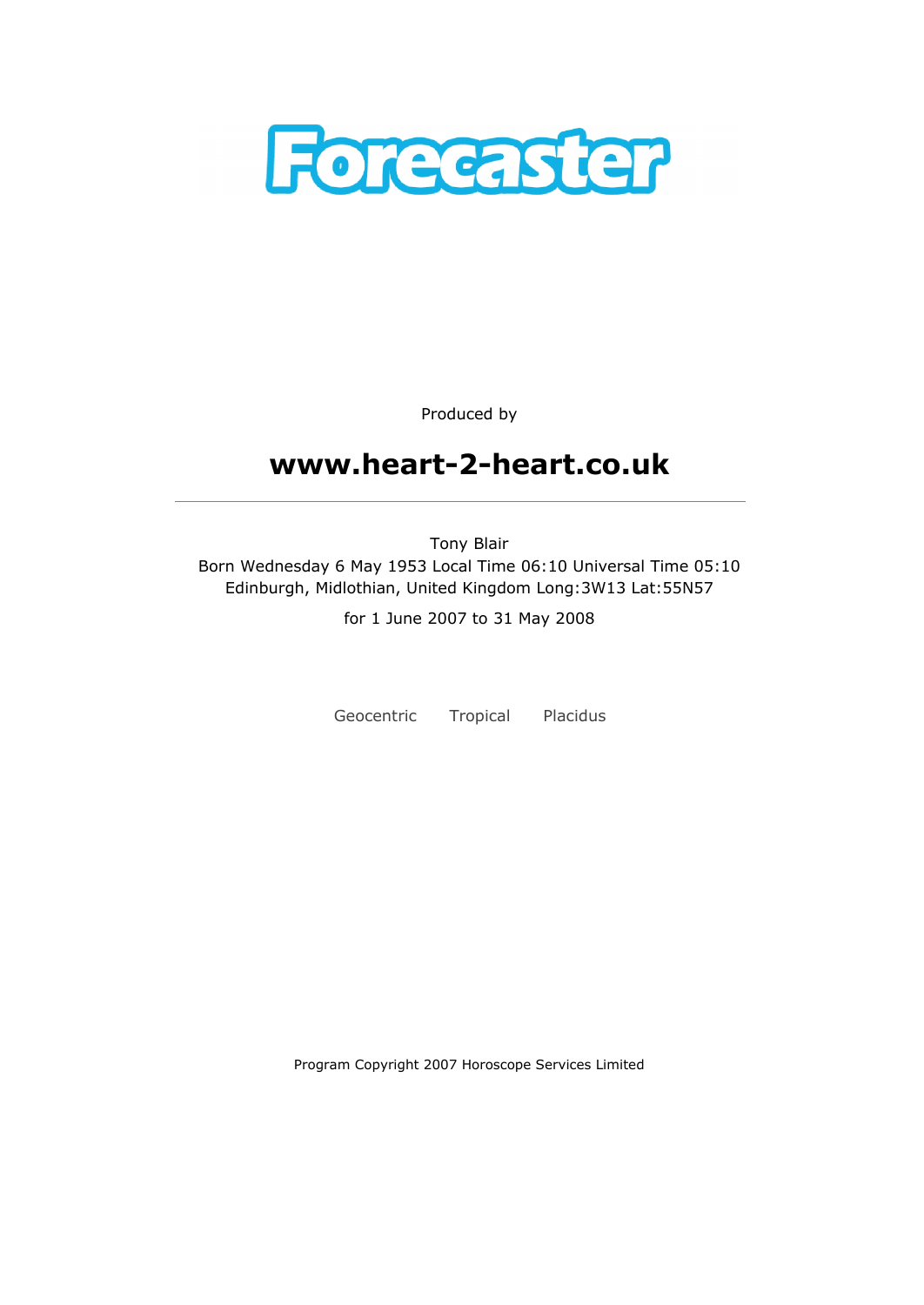# Forecaster

Produced by

## www.heart-2-heart.co.uk

---

Tony Blair
Born Wednesday 6 May 1953 Local Time 06:10 Universal Time 05:10
Edinburgh, Midlothian, United Kingdom Long:3W13 Lat:55N57

for 1 June 2007 to 31 May 2008

Geocentric Tropical Placidus

Program Copyright 2007 Horoscope Services Limited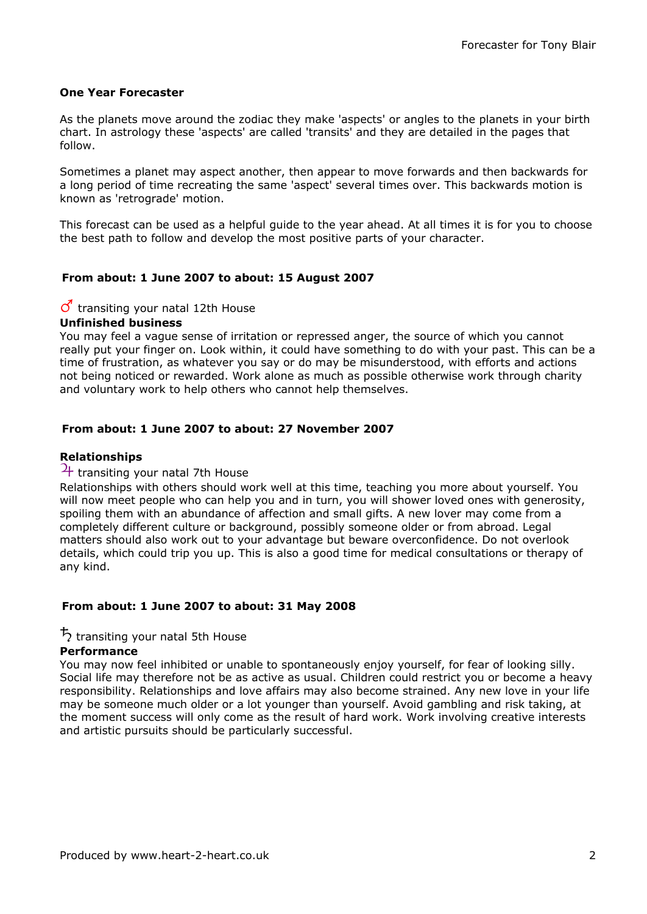### One Year Forecaster

As the planets move around the zodiac they make 'aspects' or angles to the planets in your birth chart. In astrology these 'aspects' are called 'transits' and they are detailed in the pages that follow.

Sometimes a planet may aspect another, then appear to move forwards and then backwards for a long period of time recreating the same 'aspect' several times over. This backwards motion is known as 'retrograde' motion.

This forecast can be used as a helpful guide to the year ahead. At all times it is for you to choose the best path to follow and develop the most positive parts of your character.

#### From about: 1 June 2007 to about: 15 August 2007

♂ transiting your natal 12th House

**Unfinished business**

You may feel a vague sense of irritation or repressed anger, the source of which you cannot really put your finger on. Look within, it could have something to do with your past. This can be a time of frustration, as whatever you say or do may be misunderstood, with efforts and actions not being noticed or rewarded. Work alone as much as possible otherwise work through charity and voluntary work to help others who cannot help themselves.

#### From about: 1 June 2007 to about: 27 November 2007

**Relationships**

♃ transiting your natal 7th House

Relationships with others should work well at this time, teaching you more about yourself. You will now meet people who can help you and in turn, you will shower loved ones with generosity, spoiling them with an abundance of affection and small gifts. A new lover may come from a completely different culture or background, possibly someone older or from abroad. Legal matters should also work out to your advantage but beware overconfidence. Do not overlook details, which could trip you up. This is also a good time for medical consultations or therapy of any kind.

#### From about: 1 June 2007 to about: 31 May 2008

♄ transiting your natal 5th House

**Performance**

You may now feel inhibited or unable to spontaneously enjoy yourself, for fear of looking silly. Social life may therefore not be as active as usual. Children could restrict you or become a heavy responsibility. Relationships and love affairs may also become strained. Any new love in your life may be someone much older or a lot younger than yourself. Avoid gambling and risk taking, at the moment success will only come as the result of hard work. Work involving creative interests and artistic pursuits should be particularly successful.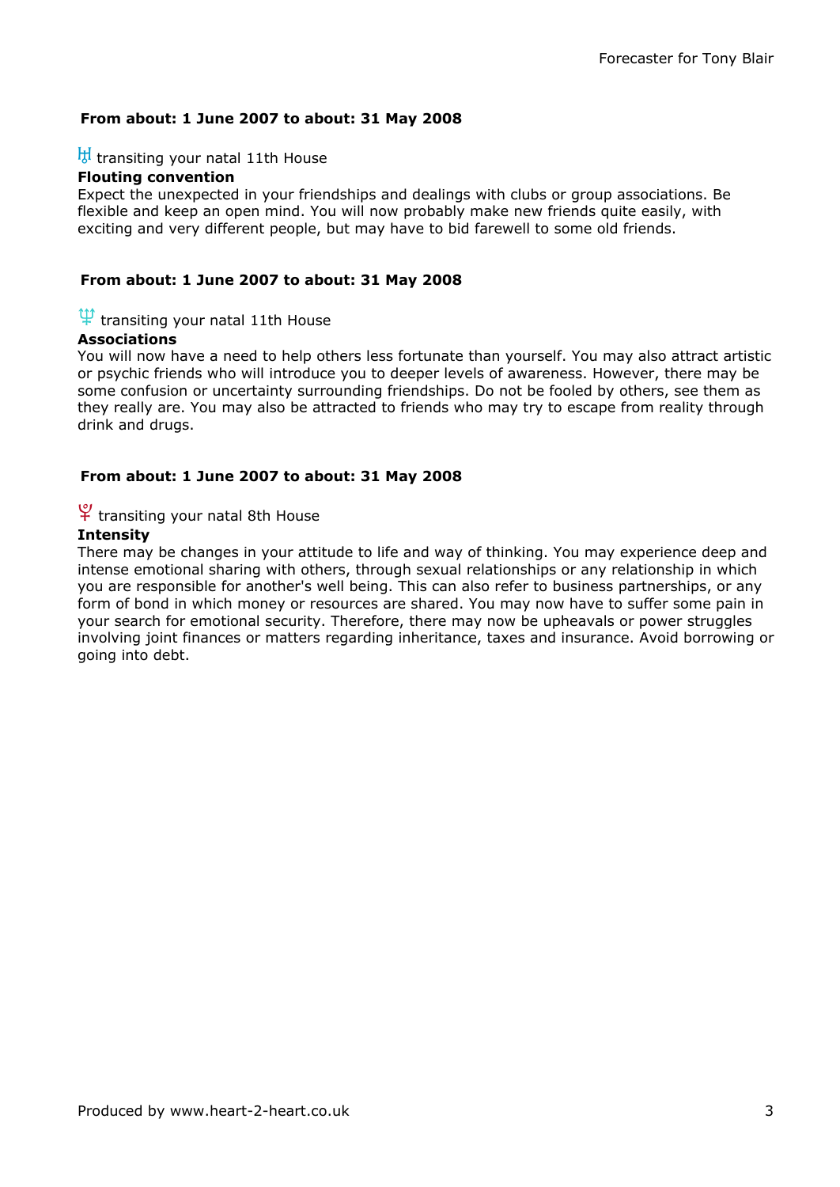**From about: 1 June 2007 to about: 31 May 2008**

♅ transiting your natal 11th House

**Flouting convention**

Expect the unexpected in your friendships and dealings with clubs or group associations. Be flexible and keep an open mind. You will now probably make new friends quite easily, with exciting and very different people, but may have to bid farewell to some old friends.

**From about: 1 June 2007 to about: 31 May 2008**

♆ transiting your natal 11th House

**Associations**

You will now have a need to help others less fortunate than yourself. You may also attract artistic or psychic friends who will introduce you to deeper levels of awareness. However, there may be some confusion or uncertainty surrounding friendships. Do not be fooled by others, see them as they really are. You may also be attracted to friends who may try to escape from reality through drink and drugs.

**From about: 1 June 2007 to about: 31 May 2008**

♇ transiting your natal 8th House

**Intensity**

There may be changes in your attitude to life and way of thinking. You may experience deep and intense emotional sharing with others, through sexual relationships or any relationship in which you are responsible for another's well being. This can also refer to business partnerships, or any form of bond in which money or resources are shared. You may now have to suffer some pain in your search for emotional security. Therefore, there may now be upheavals or power struggles involving joint finances or matters regarding inheritance, taxes and insurance. Avoid borrowing or going into debt.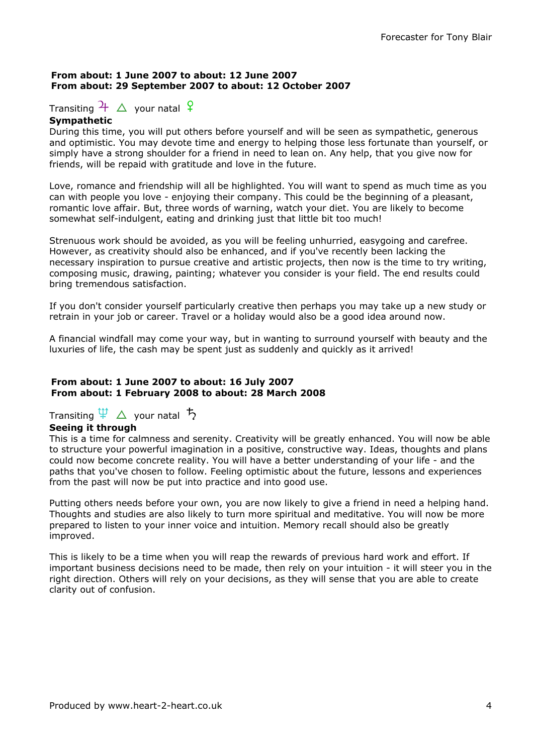**From about: 1 June 2007 to about: 12 June 2007**
**From about: 29 September 2007 to about: 12 October 2007**

Transiting ♃ △ your natal ♀
**Sympathetic**
During this time, you will put others before yourself and will be seen as sympathetic, generous and optimistic. You may devote time and energy to helping those less fortunate than yourself, or simply have a strong shoulder for a friend in need to lean on. Any help, that you give now for friends, will be repaid with gratitude and love in the future.

Love, romance and friendship will all be highlighted. You will want to spend as much time as you can with people you love - enjoying their company. This could be the beginning of a pleasant, romantic love affair. But, three words of warning, watch your diet. You are likely to become somewhat self-indulgent, eating and drinking just that little bit too much!

Strenuous work should be avoided, as you will be feeling unhurried, easygoing and carefree. However, as creativity should also be enhanced, and if you've recently been lacking the necessary inspiration to pursue creative and artistic projects, then now is the time to try writing, composing music, drawing, painting; whatever you consider is your field. The end results could bring tremendous satisfaction.

If you don't consider yourself particularly creative then perhaps you may take up a new study or retrain in your job or career. Travel or a holiday would also be a good idea around now.

A financial windfall may come your way, but in wanting to surround yourself with beauty and the luxuries of life, the cash may be spent just as suddenly and quickly as it arrived!

**From about: 1 June 2007 to about: 16 July 2007**
**From about: 1 February 2008 to about: 28 March 2008**

Transiting ♆ △ your natal ♄
**Seeing it through**
This is a time for calmness and serenity. Creativity will be greatly enhanced. You will now be able to structure your powerful imagination in a positive, constructive way. Ideas, thoughts and plans could now become concrete reality. You will have a better understanding of your life - and the paths that you've chosen to follow. Feeling optimistic about the future, lessons and experiences from the past will now be put into practice and into good use.

Putting others needs before your own, you are now likely to give a friend in need a helping hand. Thoughts and studies are also likely to turn more spiritual and meditative. You will now be more prepared to listen to your inner voice and intuition. Memory recall should also be greatly improved.

This is likely to be a time when you will reap the rewards of previous hard work and effort. If important business decisions need to be made, then rely on your intuition - it will steer you in the right direction. Others will rely on your decisions, as they will sense that you are able to create clarity out of confusion.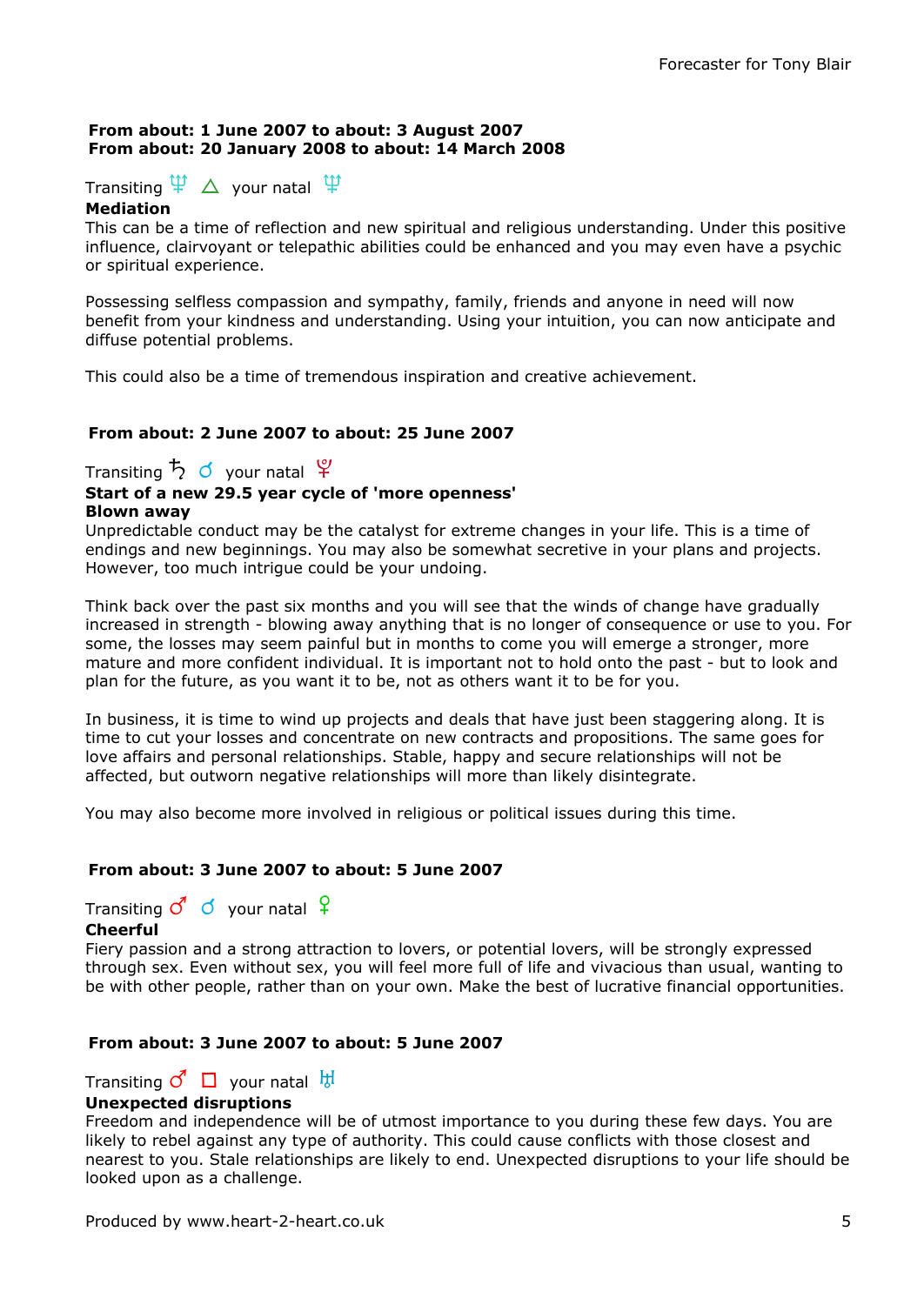**From about: 1 June 2007 to about: 3 August 2007**
**From about: 20 January 2008 to about: 14 March 2008**

Transiting ♆ △ your natal ♆
**Mediation**
This can be a time of reflection and new spiritual and religious understanding. Under this positive influence, clairvoyant or telepathic abilities could be enhanced and you may even have a psychic or spiritual experience.

Possessing selfless compassion and sympathy, family, friends and anyone in need will now benefit from your kindness and understanding. Using your intuition, you can now anticipate and diffuse potential problems.

This could also be a time of tremendous inspiration and creative achievement.

**From about: 2 June 2007 to about: 25 June 2007**

Transiting ♄ ☌ your natal ♇
**Start of a new 29.5 year cycle of 'more openness'**
**Blown away**
Unpredictable conduct may be the catalyst for extreme changes in your life. This is a time of endings and new beginnings. You may also be somewhat secretive in your plans and projects. However, too much intrigue could be your undoing.

Think back over the past six months and you will see that the winds of change have gradually increased in strength - blowing away anything that is no longer of consequence or use to you. For some, the losses may seem painful but in months to come you will emerge a stronger, more mature and more confident individual. It is important not to hold onto the past - but to look and plan for the future, as you want it to be, not as others want it to be for you.

In business, it is time to wind up projects and deals that have just been staggering along. It is time to cut your losses and concentrate on new contracts and propositions. The same goes for love affairs and personal relationships. Stable, happy and secure relationships will not be affected, but outworn negative relationships will more than likely disintegrate.

You may also become more involved in religious or political issues during this time.

**From about: 3 June 2007 to about: 5 June 2007**

Transiting ♂ ☌ your natal ♀
**Cheerful**
Fiery passion and a strong attraction to lovers, or potential lovers, will be strongly expressed through sex. Even without sex, you will feel more full of life and vivacious than usual, wanting to be with other people, rather than on your own. Make the best of lucrative financial opportunities.

**From about: 3 June 2007 to about: 5 June 2007**

Transiting ♂ □ your natal ♅
**Unexpected disruptions**
Freedom and independence will be of utmost importance to you during these few days. You are likely to rebel against any type of authority. This could cause conflicts with those closest and nearest to you. Stale relationships are likely to end. Unexpected disruptions to your life should be looked upon as a challenge.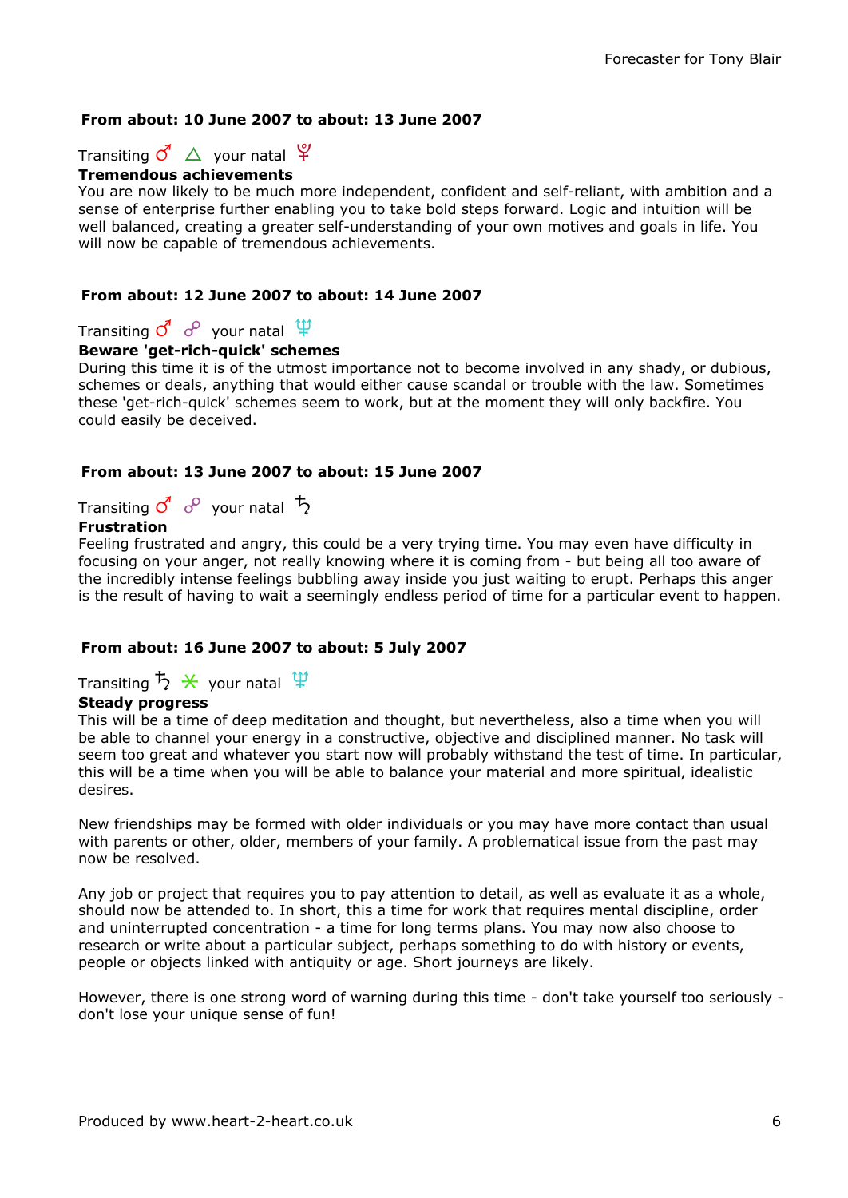**From about: 10 June 2007 to about: 13 June 2007**

Transiting ♂ △ your natal ♇
**Tremendous achievements**
You are now likely to be much more independent, confident and self-reliant, with ambition and a sense of enterprise further enabling you to take bold steps forward. Logic and intuition will be well balanced, creating a greater self-understanding of your own motives and goals in life. You will now be capable of tremendous achievements.

**From about: 12 June 2007 to about: 14 June 2007**

Transiting ♂ ☍ your natal ♆
**Beware 'get-rich-quick' schemes**
During this time it is of the utmost importance not to become involved in any shady, or dubious, schemes or deals, anything that would either cause scandal or trouble with the law. Sometimes these 'get-rich-quick' schemes seem to work, but at the moment they will only backfire. You could easily be deceived.

**From about: 13 June 2007 to about: 15 June 2007**

Transiting ♂ ☍ your natal ♄
**Frustration**
Feeling frustrated and angry, this could be a very trying time. You may even have difficulty in focusing on your anger, not really knowing where it is coming from - but being all too aware of the incredibly intense feelings bubbling away inside you just waiting to erupt. Perhaps this anger is the result of having to wait a seemingly endless period of time for a particular event to happen.

**From about: 16 June 2007 to about: 5 July 2007**

Transiting ♄ ⚹ your natal ♆
**Steady progress**
This will be a time of deep meditation and thought, but nevertheless, also a time when you will be able to channel your energy in a constructive, objective and disciplined manner. No task will seem too great and whatever you start now will probably withstand the test of time. In particular, this will be a time when you will be able to balance your material and more spiritual, idealistic desires.

New friendships may be formed with older individuals or you may have more contact than usual with parents or other, older, members of your family. A problematical issue from the past may now be resolved.

Any job or project that requires you to pay attention to detail, as well as evaluate it as a whole, should now be attended to. In short, this a time for work that requires mental discipline, order and uninterrupted concentration - a time for long terms plans. You may now also choose to research or write about a particular subject, perhaps something to do with history or events, people or objects linked with antiquity or age. Short journeys are likely.

However, there is one strong word of warning during this time - don't take yourself too seriously - don't lose your unique sense of fun!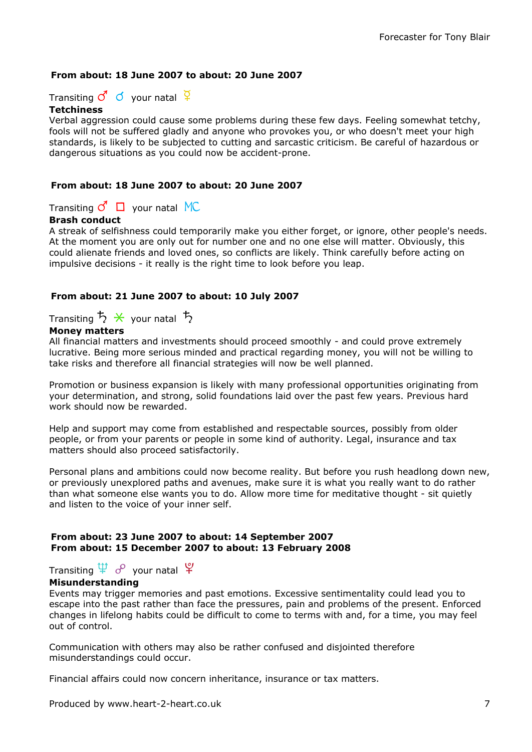**From about: 18 June 2007 to about: 20 June 2007**

Transiting ♂ ☌ your natal ☿
**Tetchiness**
Verbal aggression could cause some problems during these few days. Feeling somewhat tetchy, fools will not be suffered gladly and anyone who provokes you, or who doesn't meet your high standards, is likely to be subjected to cutting and sarcastic criticism. Be careful of hazardous or dangerous situations as you could now be accident-prone.

**From about: 18 June 2007 to about: 20 June 2007**

Transiting ♂ □ your natal MC
**Brash conduct**
A streak of selfishness could temporarily make you either forget, or ignore, other people's needs. At the moment you are only out for number one and no one else will matter. Obviously, this could alienate friends and loved ones, so conflicts are likely. Think carefully before acting on impulsive decisions - it really is the right time to look before you leap.

**From about: 21 June 2007 to about: 10 July 2007**

Transiting ♄ ⚹ your natal ♄
**Money matters**
All financial matters and investments should proceed smoothly - and could prove extremely lucrative. Being more serious minded and practical regarding money, you will not be willing to take risks and therefore all financial strategies will now be well planned.

Promotion or business expansion is likely with many professional opportunities originating from your determination, and strong, solid foundations laid over the past few years. Previous hard work should now be rewarded.

Help and support may come from established and respectable sources, possibly from older people, or from your parents or people in some kind of authority. Legal, insurance and tax matters should also proceed satisfactorily.

Personal plans and ambitions could now become reality. But before you rush headlong down new, or previously unexplored paths and avenues, make sure it is what you really want to do rather than what someone else wants you to do. Allow more time for meditative thought - sit quietly and listen to the voice of your inner self.

**From about: 23 June 2007 to about: 14 September 2007**
**From about: 15 December 2007 to about: 13 February 2008**

Transiting ♆ ☍ your natal ♇
**Misunderstanding**
Events may trigger memories and past emotions. Excessive sentimentality could lead you to escape into the past rather than face the pressures, pain and problems of the present. Enforced changes in lifelong habits could be difficult to come to terms with and, for a time, you may feel out of control.

Communication with others may also be rather confused and disjointed therefore misunderstandings could occur.

Financial affairs could now concern inheritance, insurance or tax matters.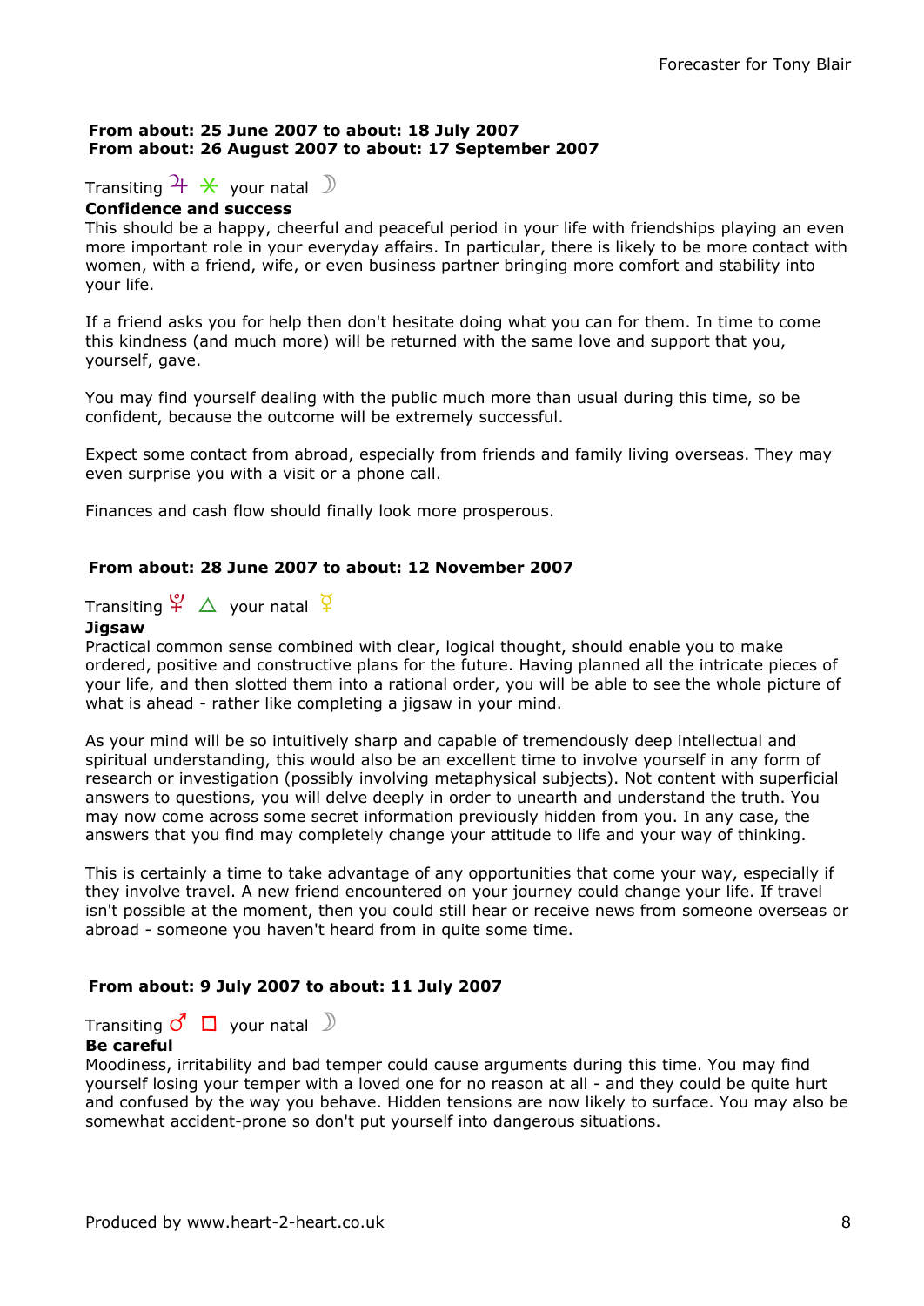**From about: 25 June 2007 to about: 18 July 2007**
**From about: 26 August 2007 to about: 17 September 2007**

Transiting ♃ ⚹ your natal ☽
**Confidence and success**
This should be a happy, cheerful and peaceful period in your life with friendships playing an even more important role in your everyday affairs. In particular, there is likely to be more contact with women, with a friend, wife, or even business partner bringing more comfort and stability into your life.

If a friend asks you for help then don't hesitate doing what you can for them. In time to come this kindness (and much more) will be returned with the same love and support that you, yourself, gave.

You may find yourself dealing with the public much more than usual during this time, so be confident, because the outcome will be extremely successful.

Expect some contact from abroad, especially from friends and family living overseas. They may even surprise you with a visit or a phone call.

Finances and cash flow should finally look more prosperous.

**From about: 28 June 2007 to about: 12 November 2007**

Transiting ♇ △ your natal ☿
**Jigsaw**
Practical common sense combined with clear, logical thought, should enable you to make ordered, positive and constructive plans for the future. Having planned all the intricate pieces of your life, and then slotted them into a rational order, you will be able to see the whole picture of what is ahead - rather like completing a jigsaw in your mind.

As your mind will be so intuitively sharp and capable of tremendously deep intellectual and spiritual understanding, this would also be an excellent time to involve yourself in any form of research or investigation (possibly involving metaphysical subjects). Not content with superficial answers to questions, you will delve deeply in order to unearth and understand the truth. You may now come across some secret information previously hidden from you. In any case, the answers that you find may completely change your attitude to life and your way of thinking.

This is certainly a time to take advantage of any opportunities that come your way, especially if they involve travel. A new friend encountered on your journey could change your life. If travel isn't possible at the moment, then you could still hear or receive news from someone overseas or abroad - someone you haven't heard from in quite some time.

**From about: 9 July 2007 to about: 11 July 2007**

Transiting ♂ □ your natal ☽
**Be careful**
Moodiness, irritability and bad temper could cause arguments during this time. You may find yourself losing your temper with a loved one for no reason at all - and they could be quite hurt and confused by the way you behave. Hidden tensions are now likely to surface. You may also be somewhat accident-prone so don't put yourself into dangerous situations.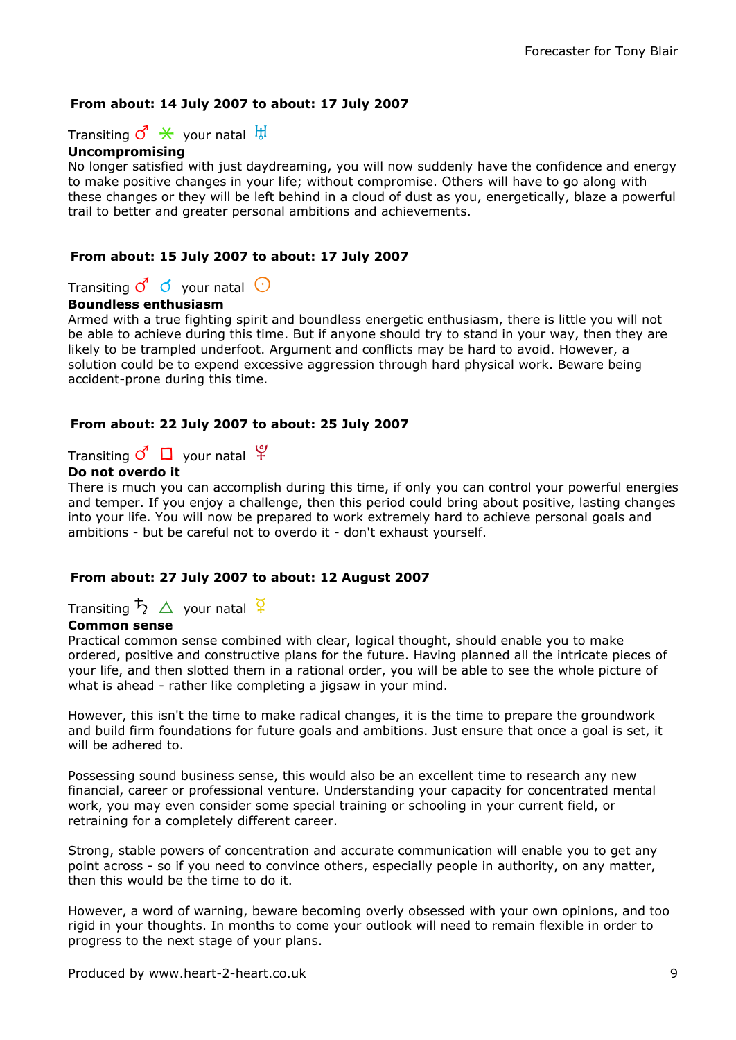**From about: 14 July 2007 to about: 17 July 2007**

Transiting ♂ ⚹ your natal ♅
**Uncompromising**
No longer satisfied with just daydreaming, you will now suddenly have the confidence and energy to make positive changes in your life; without compromise. Others will have to go along with these changes or they will be left behind in a cloud of dust as you, energetically, blaze a powerful trail to better and greater personal ambitions and achievements.

**From about: 15 July 2007 to about: 17 July 2007**

Transiting ♂ ☌ your natal ☉
**Boundless enthusiasm**
Armed with a true fighting spirit and boundless energetic enthusiasm, there is little you will not be able to achieve during this time. But if anyone should try to stand in your way, then they are likely to be trampled underfoot. Argument and conflicts may be hard to avoid. However, a solution could be to expend excessive aggression through hard physical work. Beware being accident-prone during this time.

**From about: 22 July 2007 to about: 25 July 2007**

Transiting ♂ □ your natal ♇
**Do not overdo it**
There is much you can accomplish during this time, if only you can control your powerful energies and temper. If you enjoy a challenge, then this period could bring about positive, lasting changes into your life. You will now be prepared to work extremely hard to achieve personal goals and ambitions - but be careful not to overdo it - don't exhaust yourself.

**From about: 27 July 2007 to about: 12 August 2007**

Transiting ♄ △ your natal ☿
**Common sense**
Practical common sense combined with clear, logical thought, should enable you to make ordered, positive and constructive plans for the future. Having planned all the intricate pieces of your life, and then slotted them in a rational order, you will be able to see the whole picture of what is ahead - rather like completing a jigsaw in your mind.

However, this isn't the time to make radical changes, it is the time to prepare the groundwork and build firm foundations for future goals and ambitions. Just ensure that once a goal is set, it will be adhered to.

Possessing sound business sense, this would also be an excellent time to research any new financial, career or professional venture. Understanding your capacity for concentrated mental work, you may even consider some special training or schooling in your current field, or retraining for a completely different career.

Strong, stable powers of concentration and accurate communication will enable you to get any point across - so if you need to convince others, especially people in authority, on any matter, then this would be the time to do it.

However, a word of warning, beware becoming overly obsessed with your own opinions, and too rigid in your thoughts. In months to come your outlook will need to remain flexible in order to progress to the next stage of your plans.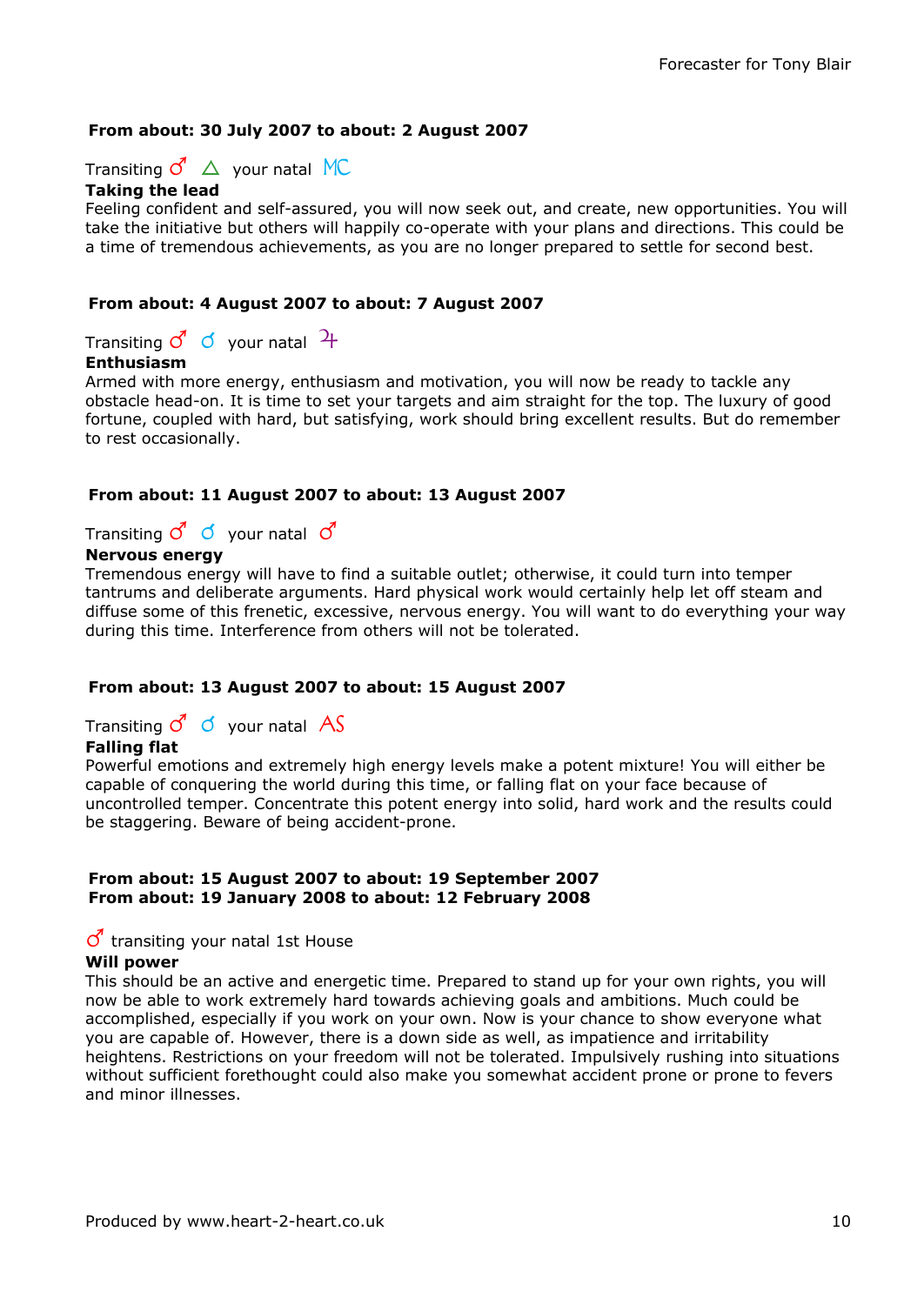**From about: 30 July 2007 to about: 2 August 2007**

Transiting ♂ △ your natal MC

**Taking the lead**

Feeling confident and self-assured, you will now seek out, and create, new opportunities. You will take the initiative but others will happily co-operate with your plans and directions. This could be a time of tremendous achievements, as you are no longer prepared to settle for second best.

**From about: 4 August 2007 to about: 7 August 2007**

Transiting ♂ ☌ your natal ♃

**Enthusiasm**

Armed with more energy, enthusiasm and motivation, you will now be ready to tackle any obstacle head-on. It is time to set your targets and aim straight for the top. The luxury of good fortune, coupled with hard, but satisfying, work should bring excellent results. But do remember to rest occasionally.

**From about: 11 August 2007 to about: 13 August 2007**

Transiting ♂ ☌ your natal ♂

**Nervous energy**

Tremendous energy will have to find a suitable outlet; otherwise, it could turn into temper tantrums and deliberate arguments. Hard physical work would certainly help let off steam and diffuse some of this frenetic, excessive, nervous energy. You will want to do everything your way during this time. Interference from others will not be tolerated.

**From about: 13 August 2007 to about: 15 August 2007**

Transiting ♂ ☌ your natal AS

**Falling flat**

Powerful emotions and extremely high energy levels make a potent mixture! You will either be capable of conquering the world during this time, or falling flat on your face because of uncontrolled temper. Concentrate this potent energy into solid, hard work and the results could be staggering. Beware of being accident-prone.

**From about: 15 August 2007 to about: 19 September 2007**
**From about: 19 January 2008 to about: 12 February 2008**

♂ transiting your natal 1st House

**Will power**

This should be an active and energetic time. Prepared to stand up for your own rights, you will now be able to work extremely hard towards achieving goals and ambitions. Much could be accomplished, especially if you work on your own. Now is your chance to show everyone what you are capable of. However, there is a down side as well, as impatience and irritability heightens. Restrictions on your freedom will not be tolerated. Impulsively rushing into situations without sufficient forethought could also make you somewhat accident prone or prone to fevers and minor illnesses.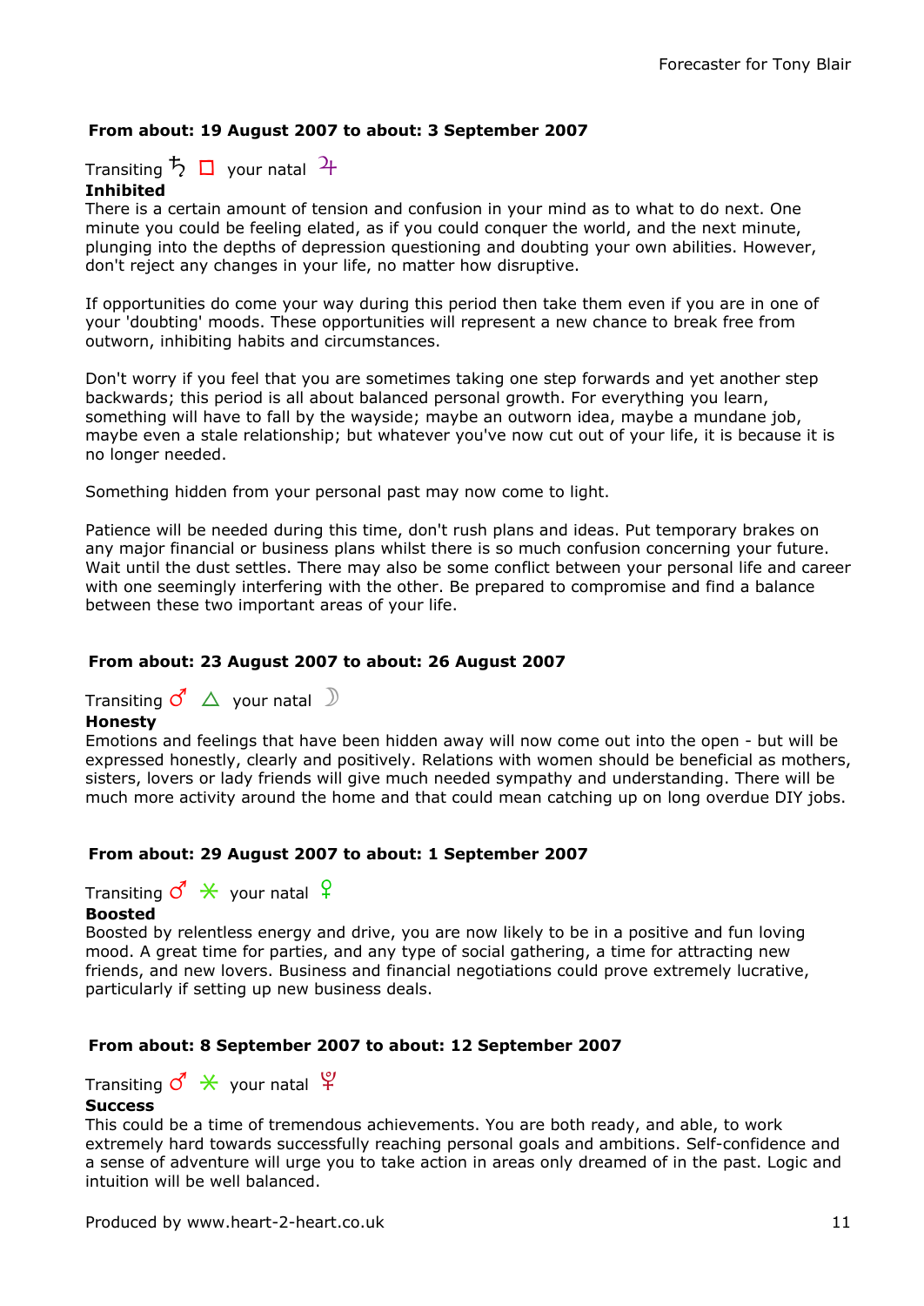**From about: 19 August 2007 to about: 3 September 2007**

Transiting ♄ □ your natal ♃

**Inhibited**

There is a certain amount of tension and confusion in your mind as to what to do next. One minute you could be feeling elated, as if you could conquer the world, and the next minute, plunging into the depths of depression questioning and doubting your own abilities. However, don't reject any changes in your life, no matter how disruptive.

If opportunities do come your way during this period then take them even if you are in one of your 'doubting' moods. These opportunities will represent a new chance to break free from outworn, inhibiting habits and circumstances.

Don't worry if you feel that you are sometimes taking one step forwards and yet another step backwards; this period is all about balanced personal growth. For everything you learn, something will have to fall by the wayside; maybe an outworn idea, maybe a mundane job, maybe even a stale relationship; but whatever you've now cut out of your life, it is because it is no longer needed.

Something hidden from your personal past may now come to light.

Patience will be needed during this time, don't rush plans and ideas. Put temporary brakes on any major financial or business plans whilst there is so much confusion concerning your future. Wait until the dust settles. There may also be some conflict between your personal life and career with one seemingly interfering with the other. Be prepared to compromise and find a balance between these two important areas of your life.

**From about: 23 August 2007 to about: 26 August 2007**

Transiting ♂ △ your natal ☽

**Honesty**

Emotions and feelings that have been hidden away will now come out into the open - but will be expressed honestly, clearly and positively. Relations with women should be beneficial as mothers, sisters, lovers or lady friends will give much needed sympathy and understanding. There will be much more activity around the home and that could mean catching up on long overdue DIY jobs.

**From about: 29 August 2007 to about: 1 September 2007**

Transiting ♂ ⚹ your natal ♀

**Boosted**

Boosted by relentless energy and drive, you are now likely to be in a positive and fun loving mood. A great time for parties, and any type of social gathering, a time for attracting new friends, and new lovers. Business and financial negotiations could prove extremely lucrative, particularly if setting up new business deals.

**From about: 8 September 2007 to about: 12 September 2007**

Transiting ♂ ⚹ your natal ♇

**Success**

This could be a time of tremendous achievements. You are both ready, and able, to work extremely hard towards successfully reaching personal goals and ambitions. Self-confidence and a sense of adventure will urge you to take action in areas only dreamed of in the past. Logic and intuition will be well balanced.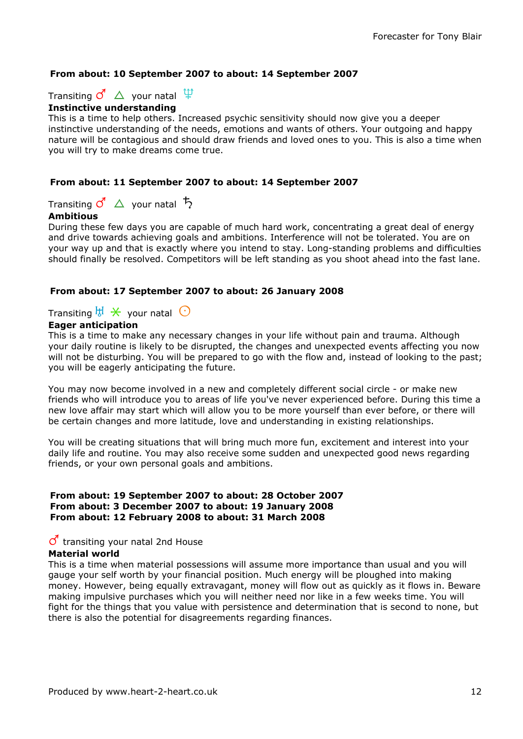**From about: 10 September 2007 to about: 14 September 2007**

Transiting ♂ △ your natal ♆
**Instinctive understanding**
This is a time to help others. Increased psychic sensitivity should now give you a deeper instinctive understanding of the needs, emotions and wants of others. Your outgoing and happy nature will be contagious and should draw friends and loved ones to you. This is also a time when you will try to make dreams come true.

**From about: 11 September 2007 to about: 14 September 2007**

Transiting ♂ △ your natal ♄
**Ambitious**
During these few days you are capable of much hard work, concentrating a great deal of energy and drive towards achieving goals and ambitions. Interference will not be tolerated. You are on your way up and that is exactly where you intend to stay. Long-standing problems and difficulties should finally be resolved. Competitors will be left standing as you shoot ahead into the fast lane.

**From about: 17 September 2007 to about: 26 January 2008**

Transiting ♅ ⚹ your natal ☉
**Eager anticipation**
This is a time to make any necessary changes in your life without pain and trauma. Although your daily routine is likely to be disrupted, the changes and unexpected events affecting you now will not be disturbing. You will be prepared to go with the flow and, instead of looking to the past; you will be eagerly anticipating the future.

You may now become involved in a new and completely different social circle - or make new friends who will introduce you to areas of life you've never experienced before. During this time a new love affair may start which will allow you to be more yourself than ever before, or there will be certain changes and more latitude, love and understanding in existing relationships.

You will be creating situations that will bring much more fun, excitement and interest into your daily life and routine. You may also receive some sudden and unexpected good news regarding friends, or your own personal goals and ambitions.

**From about: 19 September 2007 to about: 28 October 2007**
**From about: 3 December 2007 to about: 19 January 2008**
**From about: 12 February 2008 to about: 31 March 2008**

♂ transiting your natal 2nd House
**Material world**
This is a time when material possessions will assume more importance than usual and you will gauge your self worth by your financial position. Much energy will be ploughed into making money. However, being equally extravagant, money will flow out as quickly as it flows in. Beware making impulsive purchases which you will neither need nor like in a few weeks time. You will fight for the things that you value with persistence and determination that is second to none, but there is also the potential for disagreements regarding finances.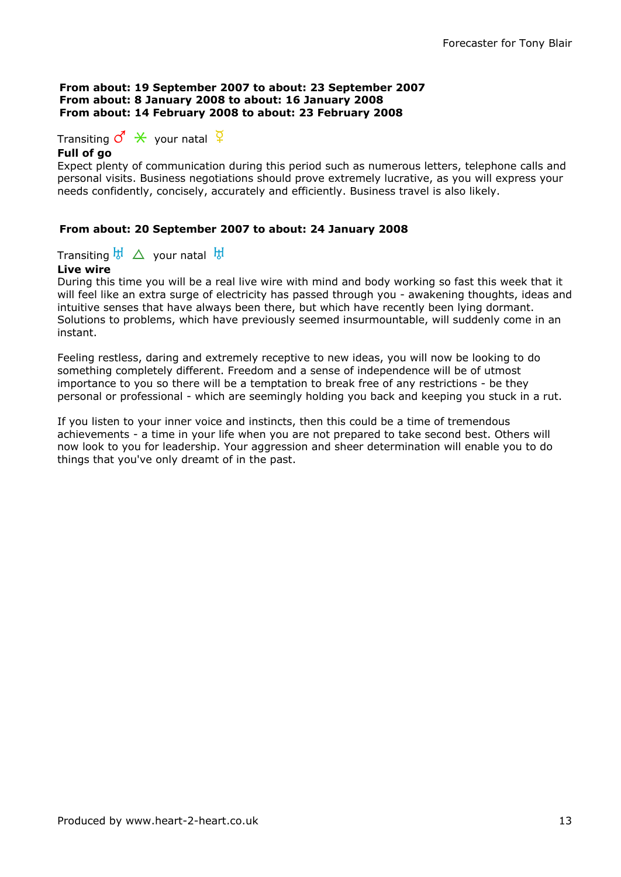**From about: 19 September 2007 to about: 23 September 2007**
**From about: 8 January 2008 to about: 16 January 2008**
**From about: 14 February 2008 to about: 23 February 2008**

Transiting ♂ ⚹ your natal ☿

**Full of go**

Expect plenty of communication during this period such as numerous letters, telephone calls and personal visits. Business negotiations should prove extremely lucrative, as you will express your needs confidently, concisely, accurately and efficiently. Business travel is also likely.

**From about: 20 September 2007 to about: 24 January 2008**

Transiting ♅ △ your natal ♅

**Live wire**

During this time you will be a real live wire with mind and body working so fast this week that it will feel like an extra surge of electricity has passed through you - awakening thoughts, ideas and intuitive senses that have always been there, but which have recently been lying dormant. Solutions to problems, which have previously seemed insurmountable, will suddenly come in an instant.

Feeling restless, daring and extremely receptive to new ideas, you will now be looking to do something completely different. Freedom and a sense of independence will be of utmost importance to you so there will be a temptation to break free of any restrictions - be they personal or professional - which are seemingly holding you back and keeping you stuck in a rut.

If you listen to your inner voice and instincts, then this could be a time of tremendous achievements - a time in your life when you are not prepared to take second best. Others will now look to you for leadership. Your aggression and sheer determination will enable you to do things that you've only dreamt of in the past.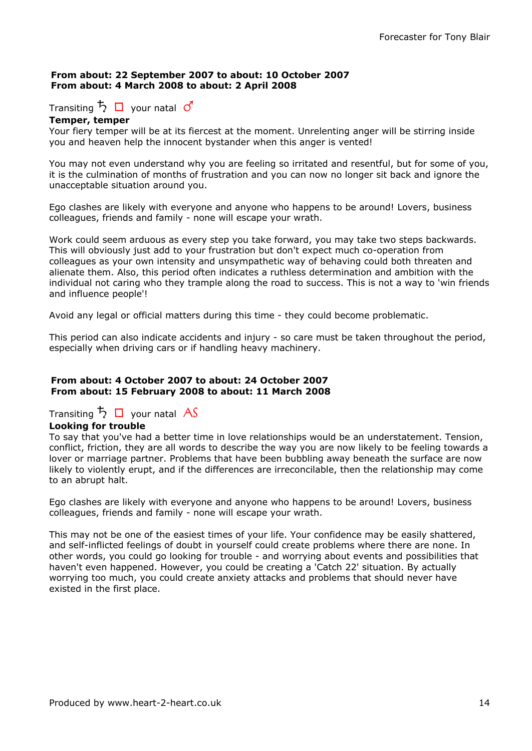**From about: 22 September 2007 to about: 10 October 2007**
**From about: 4 March 2008 to about: 2 April 2008**

Transiting ♄ □ your natal ♂
**Temper, temper**
Your fiery temper will be at its fiercest at the moment. Unrelenting anger will be stirring inside you and heaven help the innocent bystander when this anger is vented!

You may not even understand why you are feeling so irritated and resentful, but for some of you, it is the culmination of months of frustration and you can now no longer sit back and ignore the unacceptable situation around you.

Ego clashes are likely with everyone and anyone who happens to be around! Lovers, business colleagues, friends and family - none will escape your wrath.

Work could seem arduous as every step you take forward, you may take two steps backwards. This will obviously just add to your frustration but don't expect much co-operation from colleagues as your own intensity and unsympathetic way of behaving could both threaten and alienate them. Also, this period often indicates a ruthless determination and ambition with the individual not caring who they trample along the road to success. This is not a way to 'win friends and influence people'!

Avoid any legal or official matters during this time - they could become problematic.

This period can also indicate accidents and injury - so care must be taken throughout the period, especially when driving cars or if handling heavy machinery.

**From about: 4 October 2007 to about: 24 October 2007**
**From about: 15 February 2008 to about: 11 March 2008**

Transiting ♄ □ your natal AS
**Looking for trouble**
To say that you've had a better time in love relationships would be an understatement. Tension, conflict, friction, they are all words to describe the way you are now likely to be feeling towards a lover or marriage partner. Problems that have been bubbling away beneath the surface are now likely to violently erupt, and if the differences are irreconcilable, then the relationship may come to an abrupt halt.

Ego clashes are likely with everyone and anyone who happens to be around! Lovers, business colleagues, friends and family - none will escape your wrath.

This may not be one of the easiest times of your life. Your confidence may be easily shattered, and self-inflicted feelings of doubt in yourself could create problems where there are none. In other words, you could go looking for trouble - and worrying about events and possibilities that haven't even happened. However, you could be creating a 'Catch 22' situation. By actually worrying too much, you could create anxiety attacks and problems that should never have existed in the first place.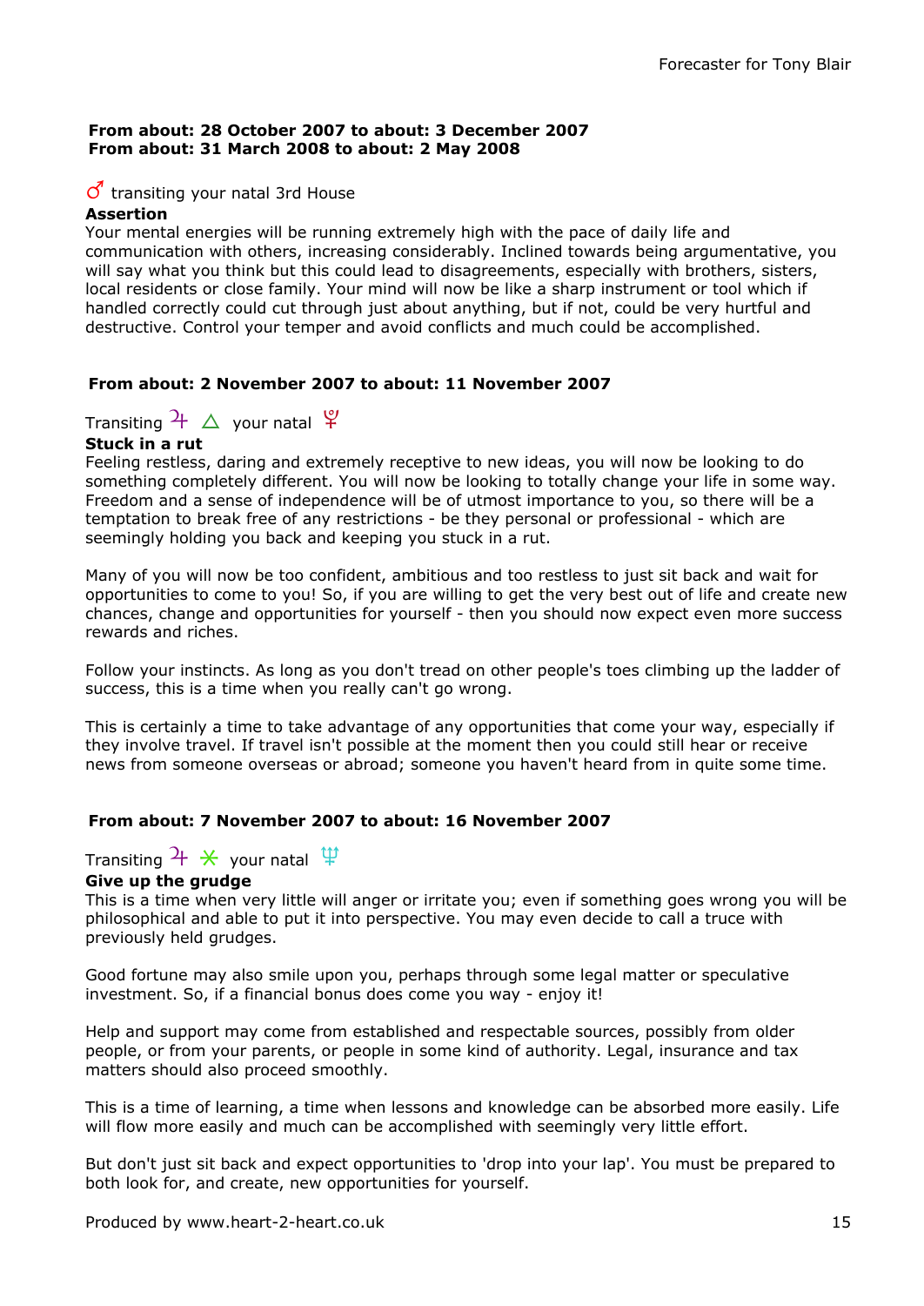**From about: 28 October 2007 to about: 3 December 2007**
**From about: 31 March 2008 to about: 2 May 2008**

♂ transiting your natal 3rd House

**Assertion**

Your mental energies will be running extremely high with the pace of daily life and communication with others, increasing considerably. Inclined towards being argumentative, you will say what you think but this could lead to disagreements, especially with brothers, sisters, local residents or close family. Your mind will now be like a sharp instrument or tool which if handled correctly could cut through just about anything, but if not, could be very hurtful and destructive. Control your temper and avoid conflicts and much could be accomplished.

**From about: 2 November 2007 to about: 11 November 2007**

Transiting ♃ △ your natal ♇

**Stuck in a rut**

Feeling restless, daring and extremely receptive to new ideas, you will now be looking to do something completely different. You will now be looking to totally change your life in some way. Freedom and a sense of independence will be of utmost importance to you, so there will be a temptation to break free of any restrictions - be they personal or professional - which are seemingly holding you back and keeping you stuck in a rut.

Many of you will now be too confident, ambitious and too restless to just sit back and wait for opportunities to come to you! So, if you are willing to get the very best out of life and create new chances, change and opportunities for yourself - then you should now expect even more success rewards and riches.

Follow your instincts. As long as you don't tread on other people's toes climbing up the ladder of success, this is a time when you really can't go wrong.

This is certainly a time to take advantage of any opportunities that come your way, especially if they involve travel. If travel isn't possible at the moment then you could still hear or receive news from someone overseas or abroad; someone you haven't heard from in quite some time.

**From about: 7 November 2007 to about: 16 November 2007**

Transiting ♃ ⚹ your natal ♆

**Give up the grudge**

This is a time when very little will anger or irritate you; even if something goes wrong you will be philosophical and able to put it into perspective. You may even decide to call a truce with previously held grudges.

Good fortune may also smile upon you, perhaps through some legal matter or speculative investment. So, if a financial bonus does come you way - enjoy it!

Help and support may come from established and respectable sources, possibly from older people, or from your parents, or people in some kind of authority. Legal, insurance and tax matters should also proceed smoothly.

This is a time of learning, a time when lessons and knowledge can be absorbed more easily. Life will flow more easily and much can be accomplished with seemingly very little effort.

But don't just sit back and expect opportunities to 'drop into your lap'. You must be prepared to both look for, and create, new opportunities for yourself.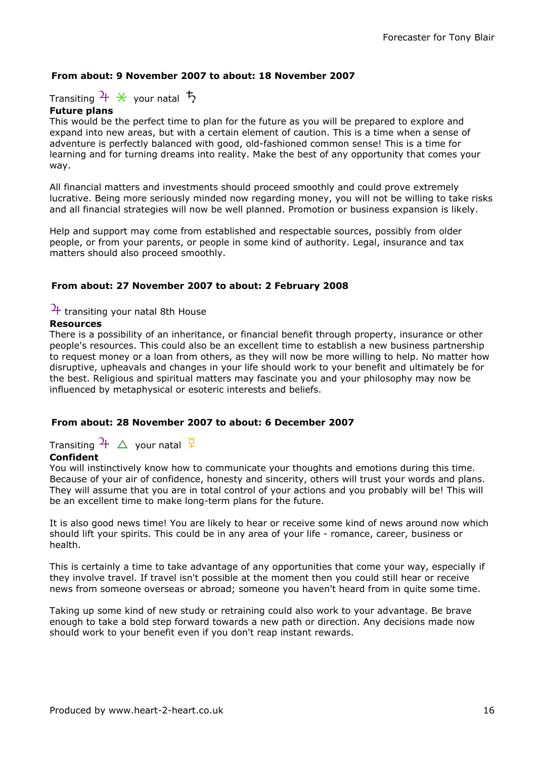### From about: 9 November 2007 to about: 18 November 2007

Transiting ♃ ⚹ your natal ♄

**Future plans**

This would be the perfect time to plan for the future as you will be prepared to explore and expand into new areas, but with a certain element of caution. This is a time when a sense of adventure is perfectly balanced with good, old-fashioned common sense! This is a time for learning and for turning dreams into reality. Make the best of any opportunity that comes your way.

All financial matters and investments should proceed smoothly and could prove extremely lucrative. Being more seriously minded now regarding money, you will not be willing to take risks and all financial strategies will now be well planned. Promotion or business expansion is likely.

Help and support may come from established and respectable sources, possibly from older people, or from your parents, or people in some kind of authority. Legal, insurance and tax matters should also proceed smoothly.

### From about: 27 November 2007 to about: 2 February 2008

♃ transiting your natal 8th House

**Resources**

There is a possibility of an inheritance, or financial benefit through property, insurance or other people's resources. This could also be an excellent time to establish a new business partnership to request money or a loan from others, as they will now be more willing to help. No matter how disruptive, upheavals and changes in your life should work to your benefit and ultimately be for the best. Religious and spiritual matters may fascinate you and your philosophy may now be influenced by metaphysical or esoteric interests and beliefs.

### From about: 28 November 2007 to about: 6 December 2007

Transiting ♃ △ your natal ☿

**Confident**

You will instinctively know how to communicate your thoughts and emotions during this time. Because of your air of confidence, honesty and sincerity, others will trust your words and plans. They will assume that you are in total control of your actions and you probably will be! This will be an excellent time to make long-term plans for the future.

It is also good news time! You are likely to hear or receive some kind of news around now which should lift your spirits. This could be in any area of your life - romance, career, business or health.

This is certainly a time to take advantage of any opportunities that come your way, especially if they involve travel. If travel isn't possible at the moment then you could still hear or receive news from someone overseas or abroad; someone you haven't heard from in quite some time.

Taking up some kind of new study or retraining could also work to your advantage. Be brave enough to take a bold step forward towards a new path or direction. Any decisions made now should work to your benefit even if you don't reap instant rewards.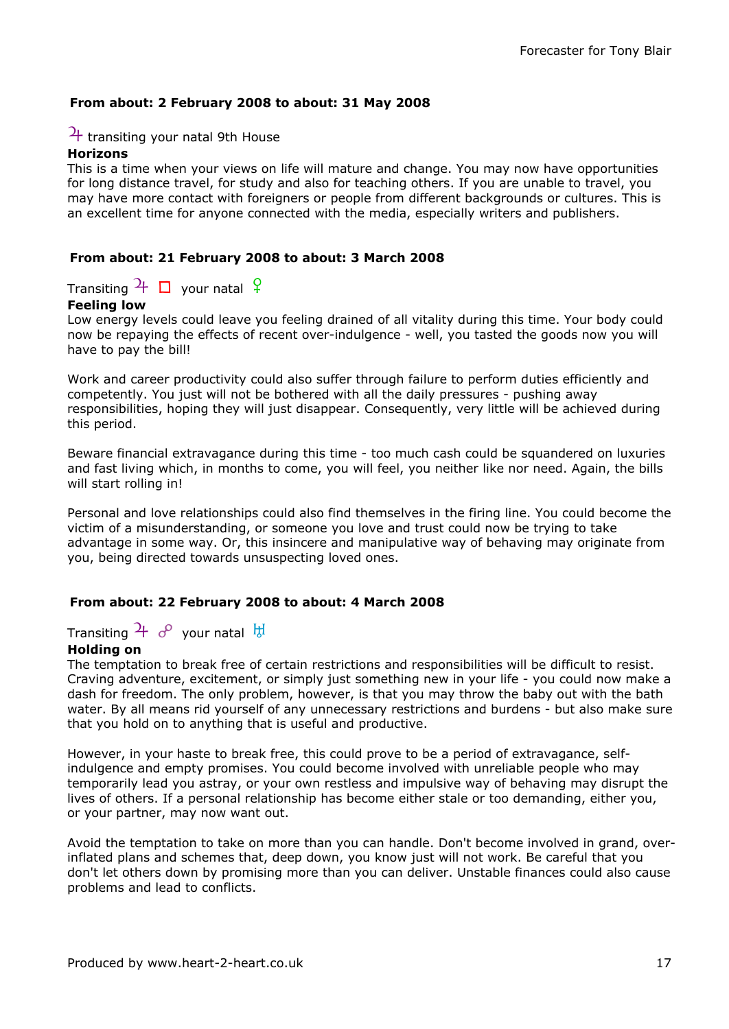### From about: 2 February 2008 to about: 31 May 2008

♃ transiting your natal 9th House

**Horizons**

This is a time when your views on life will mature and change. You may now have opportunities for long distance travel, for study and also for teaching others. If you are unable to travel, you may have more contact with foreigners or people from different backgrounds or cultures. This is an excellent time for anyone connected with the media, especially writers and publishers.

### From about: 21 February 2008 to about: 3 March 2008

Transiting ♃ □ your natal ♀

**Feeling low**

Low energy levels could leave you feeling drained of all vitality during this time. Your body could now be repaying the effects of recent over-indulgence - well, you tasted the goods now you will have to pay the bill!

Work and career productivity could also suffer through failure to perform duties efficiently and competently. You just will not be bothered with all the daily pressures - pushing away responsibilities, hoping they will just disappear. Consequently, very little will be achieved during this period.

Beware financial extravagance during this time - too much cash could be squandered on luxuries and fast living which, in months to come, you will feel, you neither like nor need. Again, the bills will start rolling in!

Personal and love relationships could also find themselves in the firing line. You could become the victim of a misunderstanding, or someone you love and trust could now be trying to take advantage in some way. Or, this insincere and manipulative way of behaving may originate from you, being directed towards unsuspecting loved ones.

### From about: 22 February 2008 to about: 4 March 2008

Transiting ♃ ☍ your natal ♅

**Holding on**

The temptation to break free of certain restrictions and responsibilities will be difficult to resist. Craving adventure, excitement, or simply just something new in your life - you could now make a dash for freedom. The only problem, however, is that you may throw the baby out with the bath water. By all means rid yourself of any unnecessary restrictions and burdens - but also make sure that you hold on to anything that is useful and productive.

However, in your haste to break free, this could prove to be a period of extravagance, self-indulgence and empty promises. You could become involved with unreliable people who may temporarily lead you astray, or your own restless and impulsive way of behaving may disrupt the lives of others. If a personal relationship has become either stale or too demanding, either you, or your partner, may now want out.

Avoid the temptation to take on more than you can handle. Don't become involved in grand, over-inflated plans and schemes that, deep down, you know just will not work. Be careful that you don't let others down by promising more than you can deliver. Unstable finances could also cause problems and lead to conflicts.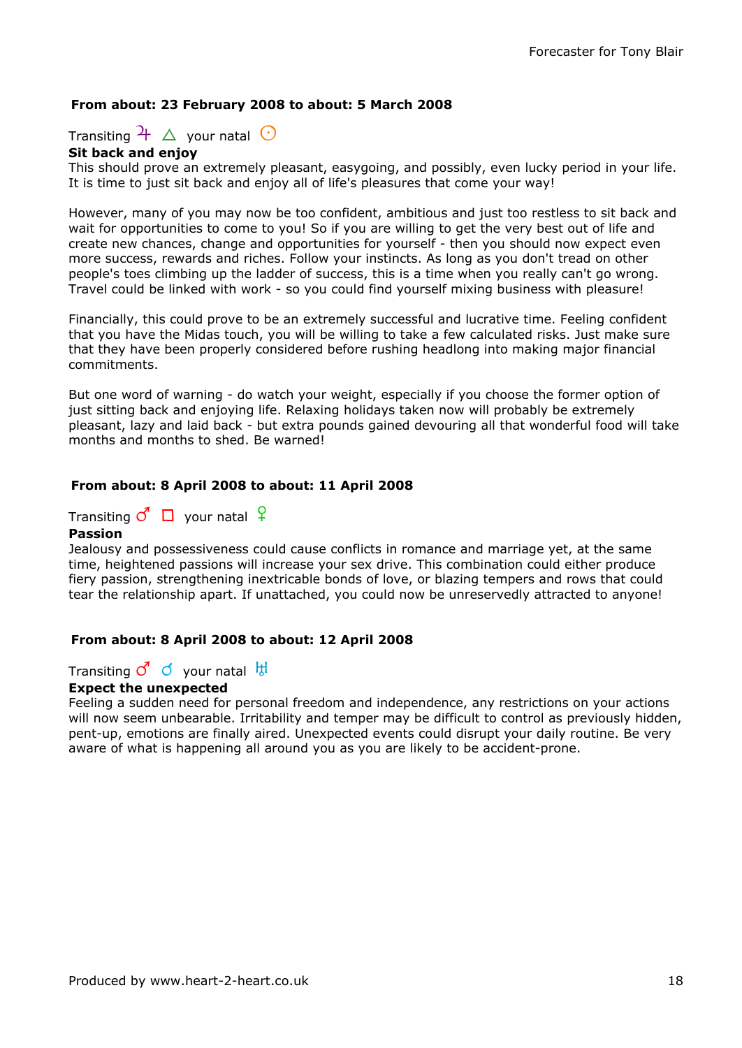**From about: 23 February 2008 to about: 5 March 2008**

Transiting ♃ △ your natal ☉

**Sit back and enjoy**

This should prove an extremely pleasant, easygoing, and possibly, even lucky period in your life. It is time to just sit back and enjoy all of life's pleasures that come your way!

However, many of you may now be too confident, ambitious and just too restless to sit back and wait for opportunities to come to you! So if you are willing to get the very best out of life and create new chances, change and opportunities for yourself - then you should now expect even more success, rewards and riches. Follow your instincts. As long as you don't tread on other people's toes climbing up the ladder of success, this is a time when you really can't go wrong. Travel could be linked with work - so you could find yourself mixing business with pleasure!

Financially, this could prove to be an extremely successful and lucrative time. Feeling confident that you have the Midas touch, you will be willing to take a few calculated risks. Just make sure that they have been properly considered before rushing headlong into making major financial commitments.

But one word of warning - do watch your weight, especially if you choose the former option of just sitting back and enjoying life. Relaxing holidays taken now will probably be extremely pleasant, lazy and laid back - but extra pounds gained devouring all that wonderful food will take months and months to shed. Be warned!

**From about: 8 April 2008 to about: 11 April 2008**

Transiting ♂ □ your natal ♀

**Passion**

Jealousy and possessiveness could cause conflicts in romance and marriage yet, at the same time, heightened passions will increase your sex drive. This combination could either produce fiery passion, strengthening inextricable bonds of love, or blazing tempers and rows that could tear the relationship apart. If unattached, you could now be unreservedly attracted to anyone!

**From about: 8 April 2008 to about: 12 April 2008**

Transiting ♂ ☌ your natal ♅

**Expect the unexpected**

Feeling a sudden need for personal freedom and independence, any restrictions on your actions will now seem unbearable. Irritability and temper may be difficult to control as previously hidden, pent-up, emotions are finally aired. Unexpected events could disrupt your daily routine. Be very aware of what is happening all around you as you are likely to be accident-prone.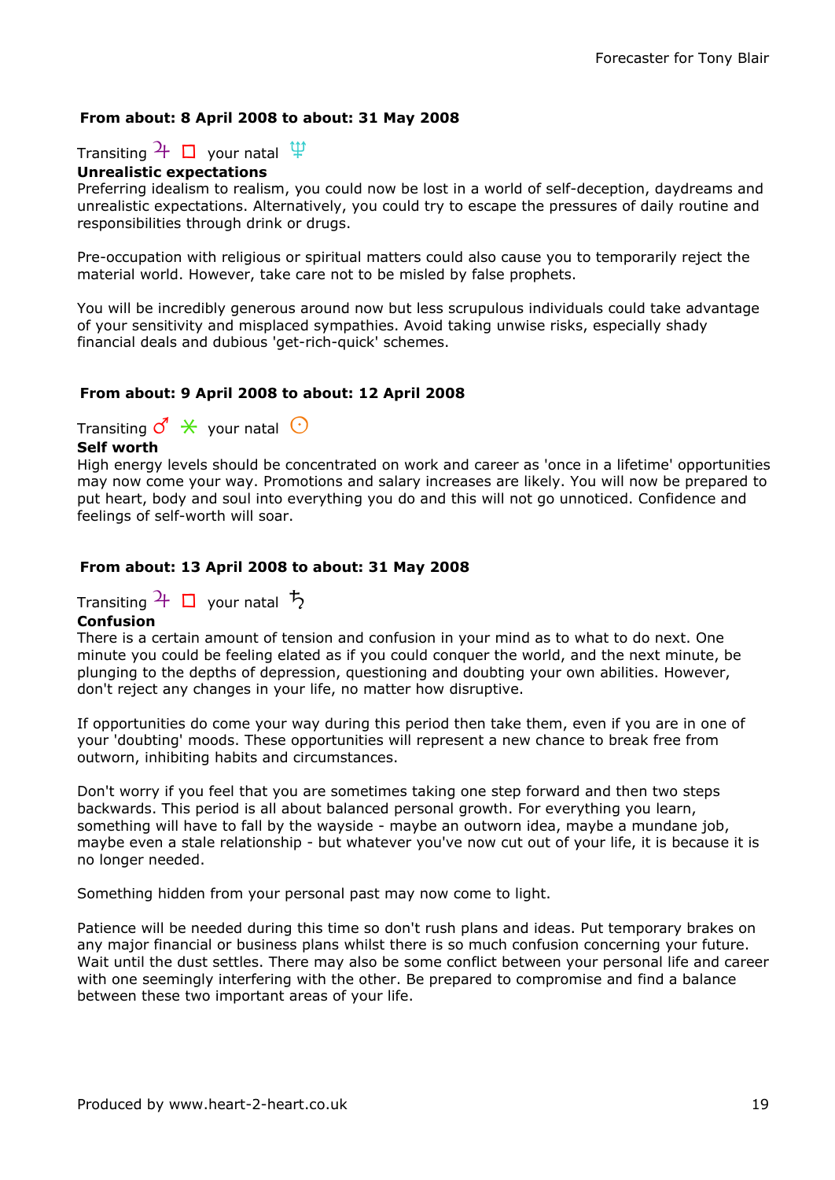**From about: 8 April 2008 to about: 31 May 2008**

Transiting ♃ □ your natal ♆

**Unrealistic expectations**

Preferring idealism to realism, you could now be lost in a world of self-deception, daydreams and unrealistic expectations. Alternatively, you could try to escape the pressures of daily routine and responsibilities through drink or drugs.

Pre-occupation with religious or spiritual matters could also cause you to temporarily reject the material world. However, take care not to be misled by false prophets.

You will be incredibly generous around now but less scrupulous individuals could take advantage of your sensitivity and misplaced sympathies. Avoid taking unwise risks, especially shady financial deals and dubious 'get-rich-quick' schemes.

**From about: 9 April 2008 to about: 12 April 2008**

Transiting ♂ ⚹ your natal ☉

**Self worth**

High energy levels should be concentrated on work and career as 'once in a lifetime' opportunities may now come your way. Promotions and salary increases are likely. You will now be prepared to put heart, body and soul into everything you do and this will not go unnoticed. Confidence and feelings of self-worth will soar.

**From about: 13 April 2008 to about: 31 May 2008**

Transiting ♃ □ your natal ♄

**Confusion**

There is a certain amount of tension and confusion in your mind as to what to do next. One minute you could be feeling elated as if you could conquer the world, and the next minute, be plunging to the depths of depression, questioning and doubting your own abilities. However, don't reject any changes in your life, no matter how disruptive.

If opportunities do come your way during this period then take them, even if you are in one of your 'doubting' moods. These opportunities will represent a new chance to break free from outworn, inhibiting habits and circumstances.

Don't worry if you feel that you are sometimes taking one step forward and then two steps backwards. This period is all about balanced personal growth. For everything you learn, something will have to fall by the wayside - maybe an outworn idea, maybe a mundane job, maybe even a stale relationship - but whatever you've now cut out of your life, it is because it is no longer needed.

Something hidden from your personal past may now come to light.

Patience will be needed during this time so don't rush plans and ideas. Put temporary brakes on any major financial or business plans whilst there is so much confusion concerning your future. Wait until the dust settles. There may also be some conflict between your personal life and career with one seemingly interfering with the other. Be prepared to compromise and find a balance between these two important areas of your life.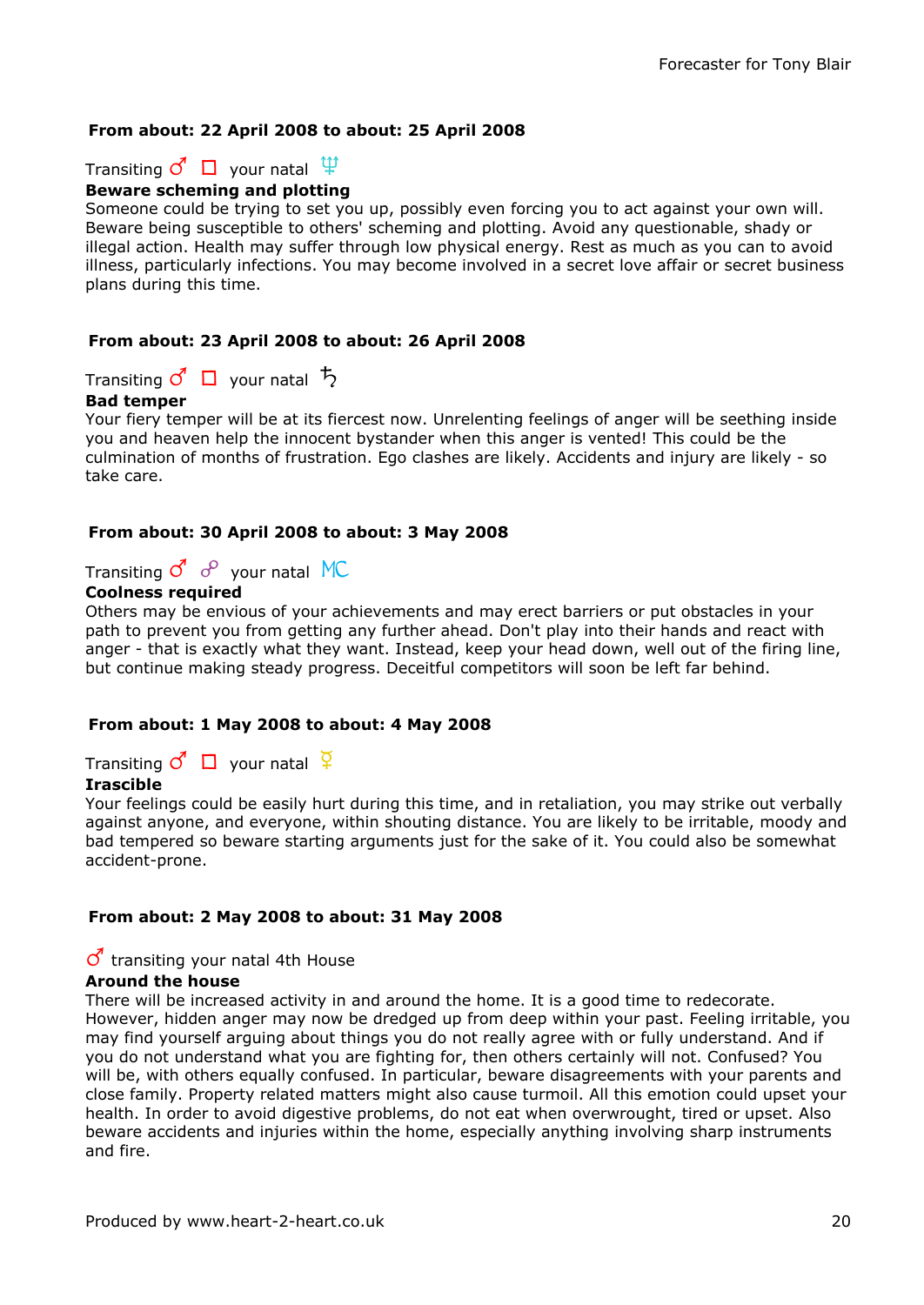### From about: 22 April 2008 to about: 25 April 2008

Transiting ♂ □ your natal ♆

**Beware scheming and plotting**

Someone could be trying to set you up, possibly even forcing you to act against your own will. Beware being susceptible to others' scheming and plotting. Avoid any questionable, shady or illegal action. Health may suffer through low physical energy. Rest as much as you can to avoid illness, particularly infections. You may become involved in a secret love affair or secret business plans during this time.

### From about: 23 April 2008 to about: 26 April 2008

Transiting ♂ □ your natal ♄

**Bad temper**

Your fiery temper will be at its fiercest now. Unrelenting feelings of anger will be seething inside you and heaven help the innocent bystander when this anger is vented! This could be the culmination of months of frustration. Ego clashes are likely. Accidents and injury are likely - so take care.

### From about: 30 April 2008 to about: 3 May 2008

Transiting ♂ ☍ your natal MC

**Coolness required**

Others may be envious of your achievements and may erect barriers or put obstacles in your path to prevent you from getting any further ahead. Don't play into their hands and react with anger - that is exactly what they want. Instead, keep your head down, well out of the firing line, but continue making steady progress. Deceitful competitors will soon be left far behind.

### From about: 1 May 2008 to about: 4 May 2008

Transiting ♂ □ your natal ☿

**Irascible**

Your feelings could be easily hurt during this time, and in retaliation, you may strike out verbally against anyone, and everyone, within shouting distance. You are likely to be irritable, moody and bad tempered so beware starting arguments just for the sake of it. You could also be somewhat accident-prone.

### From about: 2 May 2008 to about: 31 May 2008

♂ transiting your natal 4th House

**Around the house**

There will be increased activity in and around the home. It is a good time to redecorate. However, hidden anger may now be dredged up from deep within your past. Feeling irritable, you may find yourself arguing about things you do not really agree with or fully understand. And if you do not understand what you are fighting for, then others certainly will not. Confused? You will be, with others equally confused. In particular, beware disagreements with your parents and close family. Property related matters might also cause turmoil. All this emotion could upset your health. In order to avoid digestive problems, do not eat when overwrought, tired or upset. Also beware accidents and injuries within the home, especially anything involving sharp instruments and fire.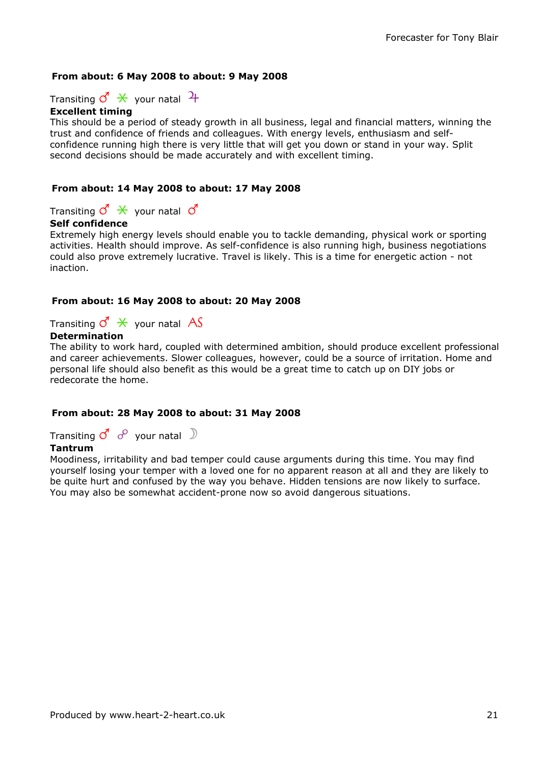### From about: 6 May 2008 to about: 9 May 2008

Transiting ♂ ⚹ your natal ♃

**Excellent timing**

This should be a period of steady growth in all business, legal and financial matters, winning the trust and confidence of friends and colleagues. With energy levels, enthusiasm and self-confidence running high there is very little that will get you down or stand in your way. Split second decisions should be made accurately and with excellent timing.

### From about: 14 May 2008 to about: 17 May 2008

Transiting ♂ ⚹ your natal ♂

**Self confidence**

Extremely high energy levels should enable you to tackle demanding, physical work or sporting activities. Health should improve. As self-confidence is also running high, business negotiations could also prove extremely lucrative. Travel is likely. This is a time for energetic action - not inaction.

### From about: 16 May 2008 to about: 20 May 2008

Transiting ♂ ⚹ your natal AS

**Determination**

The ability to work hard, coupled with determined ambition, should produce excellent professional and career achievements. Slower colleagues, however, could be a source of irritation. Home and personal life should also benefit as this would be a great time to catch up on DIY jobs or redecorate the home.

### From about: 28 May 2008 to about: 31 May 2008

Transiting ♂ ☍ your natal ☽

**Tantrum**

Moodiness, irritability and bad temper could cause arguments during this time. You may find yourself losing your temper with a loved one for no apparent reason at all and they are likely to be quite hurt and confused by the way you behave. Hidden tensions are now likely to surface. You may also be somewhat accident-prone now so avoid dangerous situations.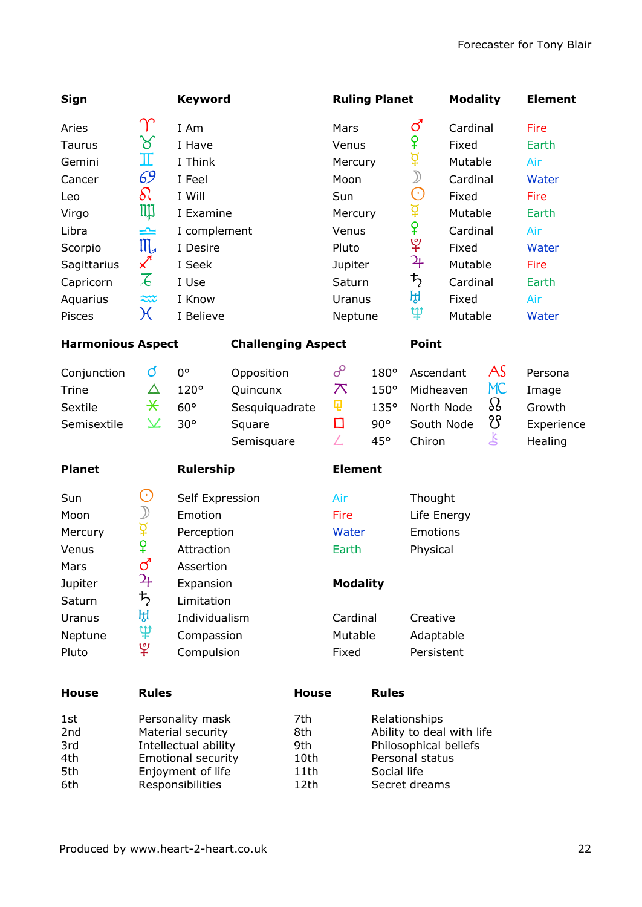| Sign | | Keyword | Ruling Planet | | Modality | Element |
| --- | --- | --- | --- | --- | --- | --- |
| Aries | ♈ | I Am | Mars | ♂ | Cardinal | Fire |
| Taurus | ♉ | I Have | Venus | ♀ | Fixed | Earth |
| Gemini | ♊ | I Think | Mercury | ☿ | Mutable | Air |
| Cancer | ♋ | I Feel | Moon | ☽ | Cardinal | Water |
| Leo | ♌ | I Will | Sun | ☉ | Fixed | Fire |
| Virgo | ♍ | I Examine | Mercury | ☿ | Mutable | Earth |
| Libra | ♎ | I complement | Venus | ♀ | Cardinal | Air |
| Scorpio | ♏ | I Desire | Pluto | ♇ | Fixed | Water |
| Sagittarius | ♐ | I Seek | Jupiter | ♃ | Mutable | Fire |
| Capricorn | ♑ | I Use | Saturn | ♄ | Cardinal | Earth |
| Aquarius | ♒ | I Know | Uranus | ♅ | Fixed | Air |
| Pisces | ♓ | I Believe | Neptune | ♆ | Mutable | Water |

| Harmonious Aspect | | | Challenging Aspect | | | Point | | |
| --- | --- | --- | --- | --- | --- | --- | --- | --- |
| Conjunction | ☌ | 0° | Opposition | ☍ | 180° | Ascendant | AS | Persona |
| Trine | △ | 120° | Quincunx | ⚻ | 150° | Midheaven | MC | Image |
| Sextile | ⚹ | 60° | Sesquiquadrate | ⚼ | 135° | North Node | ☊ | Growth |
| Semisextile | ⚺ | 30° | Square | □ | 90° | South Node | ☋ | Experience |
| | | | Semisquare | ∠ | 45° | Chiron | ⚷ | Healing |

| Planet | | Rulership |
| --- | --- | --- |
| Sun | ☉ | Self Expression |
| Moon | ☽ | Emotion |
| Mercury | ☿ | Perception |
| Venus | ♀ | Attraction |
| Mars | ♂ | Assertion |
| Jupiter | ♃ | Expansion |
| Saturn | ♄ | Limitation |
| Uranus | ♅ | Individualism |
| Neptune | ♆ | Compassion |
| Pluto | ♇ | Compulsion |

| Element | |
| --- | --- |
| Air | Thought |
| Fire | Life Energy |
| Water | Emotions |
| Earth | Physical |

| Modality | |
| --- | --- |
| Cardinal | Creative |
| Mutable | Adaptable |
| Fixed | Persistent |

| House | Rules | House | Rules |
| --- | --- | --- | --- |
| 1st | Personality mask | 7th | Relationships |
| 2nd | Material security | 8th | Ability to deal with life |
| 3rd | Intellectual ability | 9th | Philosophical beliefs |
| 4th | Emotional security | 10th | Personal status |
| 5th | Enjoyment of life | 11th | Social life |
| 6th | Responsibilities | 12th | Secret dreams |